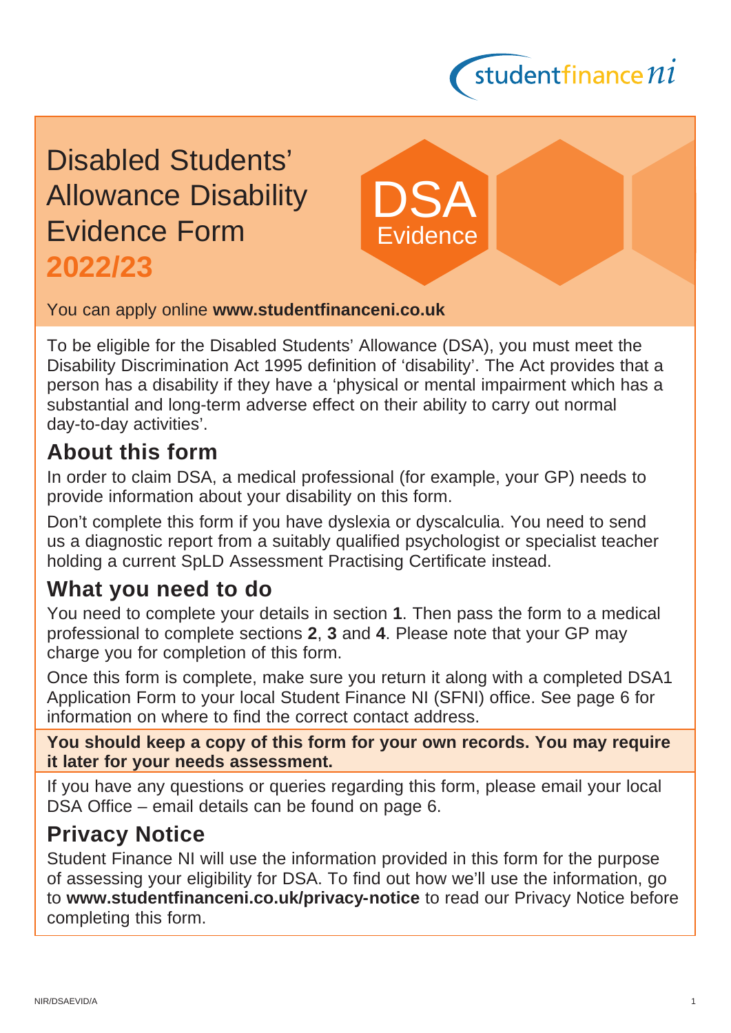# Disabled Students' Allowance Disability Evidence Form **2022/23**

DSA Evidence

You can apply online **www.studentfinanceni.co.uk**

To be eligible for the Disabled Students' Allowance (DSA), you must meet the Disability Discrimination Act 1995 definition of 'disability'. The Act provides that a person has a disability if they have a 'physical or mental impairment which has a substantial and long-term adverse effect on their ability to carry out normal day-to-day activities'.

## About this form

In order to claim DSA, a medical professional (for example, your GP) needs to provide information about your disability on this form.

Don't complete this form if you have dyslexia or dyscalculia. You need to send us a diagnostic report from a suitably qualified psychologist or specialist teacher holding a current SpLD Assessment Practising Certificate instead.

## What you need to do

You need to complete your details in section **1**. Then pass the form to a medical professional to complete sections **2**, **3** and **4**. Please note that your GP may charge you for completion of this form.

Once this form is complete, make sure you return it along with a completed DSA1 Application Form to your local Student Finance NI (SFNI) office. See page 6 for information on where to find the correct contact address.

**You should keep a copy of this form for your own records. You may require it later for your needs assessment.**

If you have any questions or queries regarding this form, please email your local DSA Office – email details can be found on page 6.

## Privacy Notice

Student Finance NI will use the information provided in this form for the purpose of assessing your eligibility for DSA. To find out how we'll use the information, go to **www.studentfinanceni.co.uk/privacy-notice** to read our Privacy Notice before completing this form.

NIR/DSAEVID/A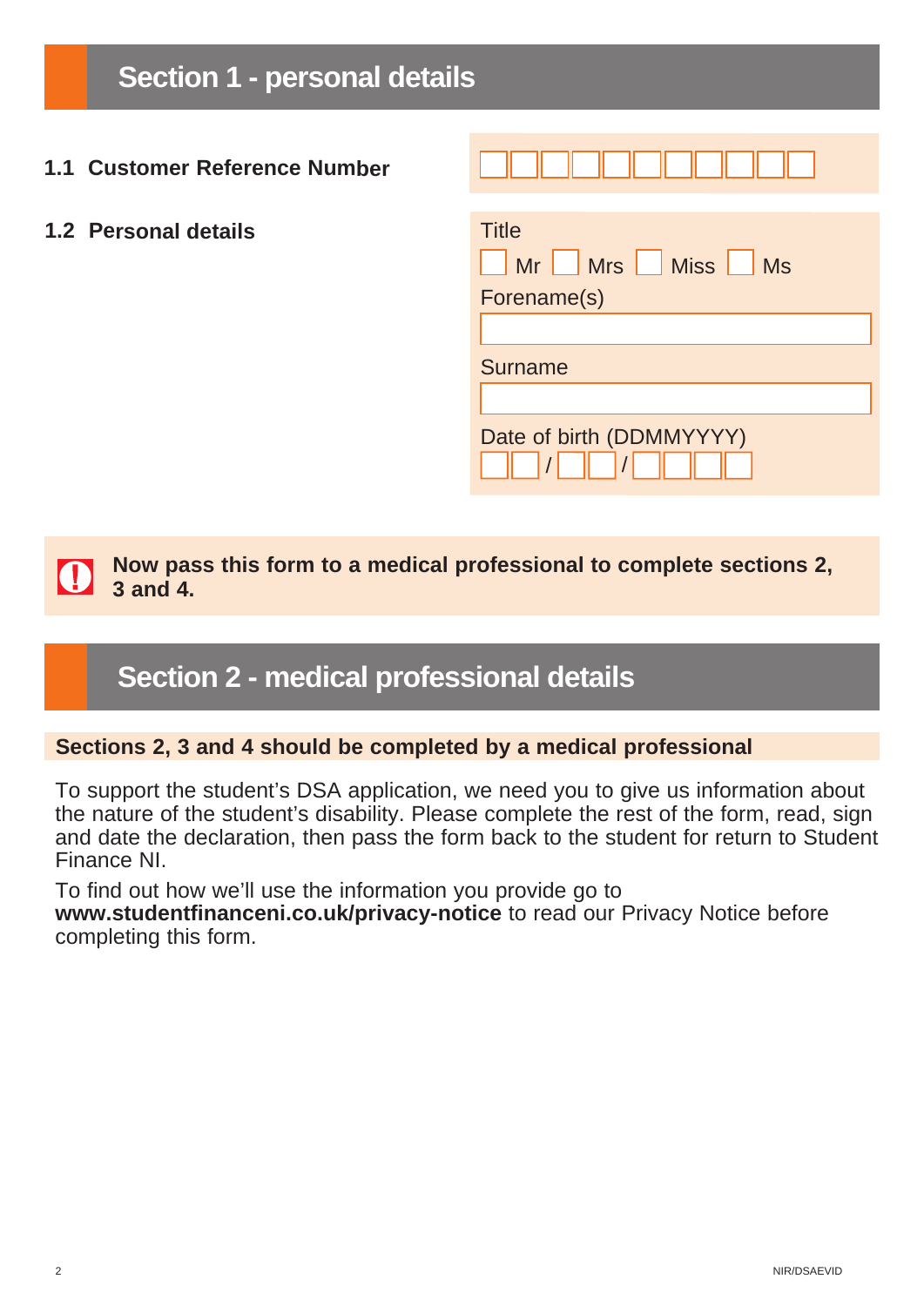## Section 1 - personal details

**1.1 Customer Reference Number**

**1.2 Personal details**

Title

☐ Mr ☐ Mrs ☐ Miss ☐ Ms

Forename(s)

Surname

Date of birth (DDMMYYYY)

__ __ / __ __ / __ __ __ __

**Now pass this form to a medical professional to complete sections 2, 3 and 4.**

## Section 2 - medical professional details

**Sections 2, 3 and 4 should be completed by a medical professional**

To support the student's DSA application, we need you to give us information about the nature of the student's disability. Please complete the rest of the form, read, sign and date the declaration, then pass the form back to the student for return to Student Finance NI.

To find out how we'll use the information you provide go to **www.studentfinanceni.co.uk/privacy-notice** to read our Privacy Notice before completing this form.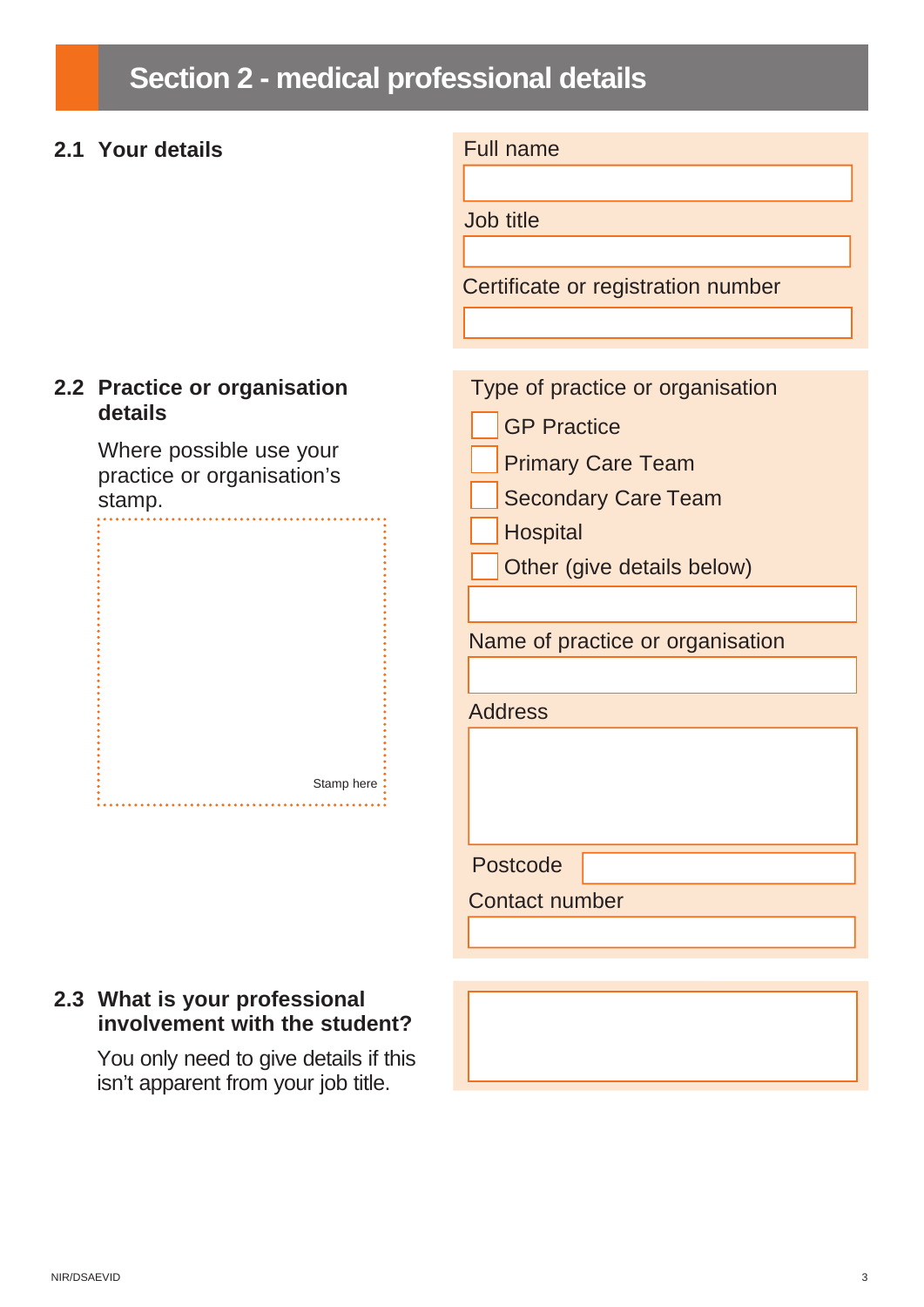## Section 2 - medical professional details

### 2.1 Your details

Full name

Job title

Certificate or registration number

### 2.2 Practice or organisation details

Where possible use your practice or organisation's stamp.

Stamp here

Type of practice or organisation

- ☐ GP Practice
- ☐ Primary Care Team
- ☐ Secondary Care Team
- ☐ Hospital
- ☐ Other (give details below)

Name of practice or organisation

Address

Postcode

Contact number

### 2.3 What is your professional involvement with the student?

You only need to give details if this isn't apparent from your job title.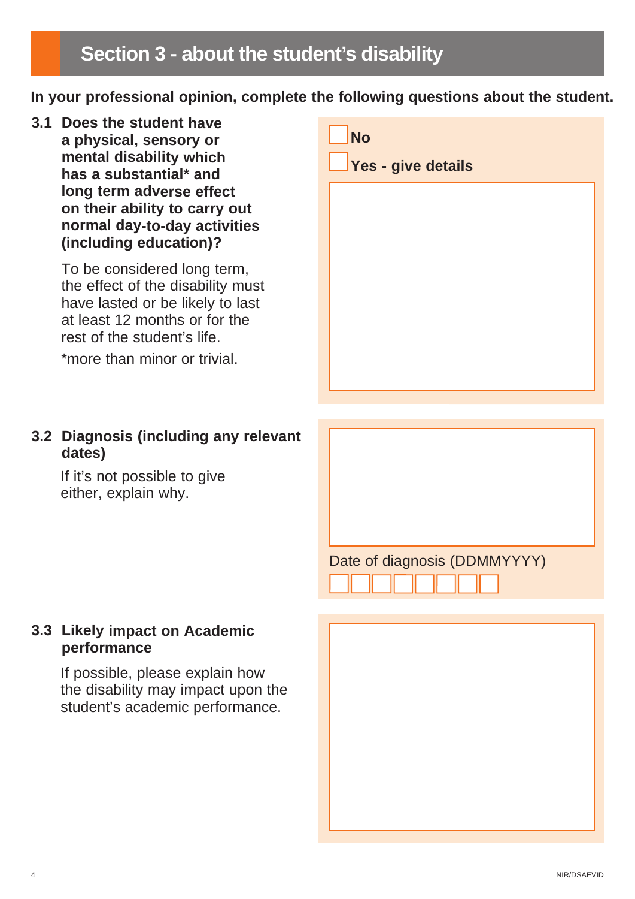## Section 3 - about the student's disability

**In your professional opinion, complete the following questions about the student.**

**3.1 Does the student have a physical, sensory or mental disability which has a substantial* and long term adverse effect on their ability to carry out normal day-to-day activities (including education)?**

To be considered long term, the effect of the disability must have lasted or be likely to last at least 12 months or for the rest of the student's life.

*more than minor or trivial.

☐ **No**

☐ **Yes - give details**

**3.2 Diagnosis (including any relevant dates)**

If it's not possible to give either, explain why.

Date of diagnosis (DDMMYYYY)

☐☐☐☐☐☐☐☐

**3.3 Likely impact on Academic performance**

If possible, please explain how the disability may impact upon the student's academic performance.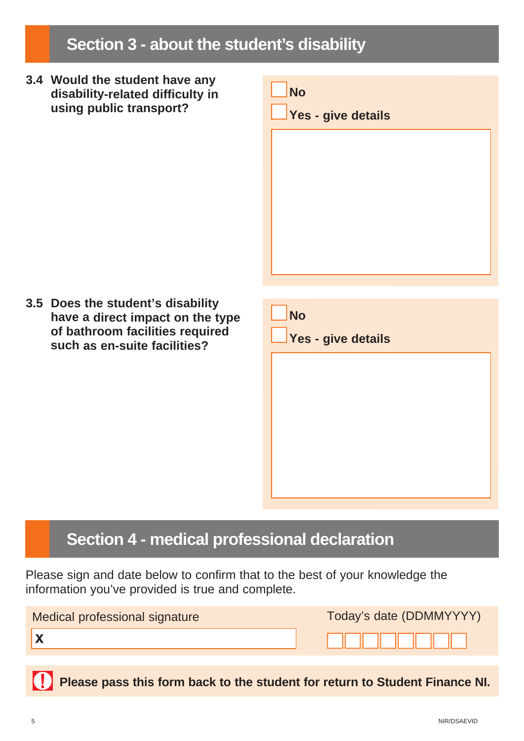## Section 3 - about the student's disability

**3.4 Would the student have any disability-related difficulty in using public transport?**

☐ **No**

☐ **Yes - give details**

**3.5 Does the student's disability have a direct impact on the type of bathroom facilities required such as en-suite facilities?**

☐ **No**

☐ **Yes - give details**

## Section 4 - medical professional declaration

Please sign and date below to confirm that to the best of your knowledge the information you've provided is true and complete.

| Medical professional signature | Today's date (DDMMYYYY) |
| --- | --- |
| **X** | |

**Please pass this form back to the student for return to Student Finance NI.**

NIR/DSAEVID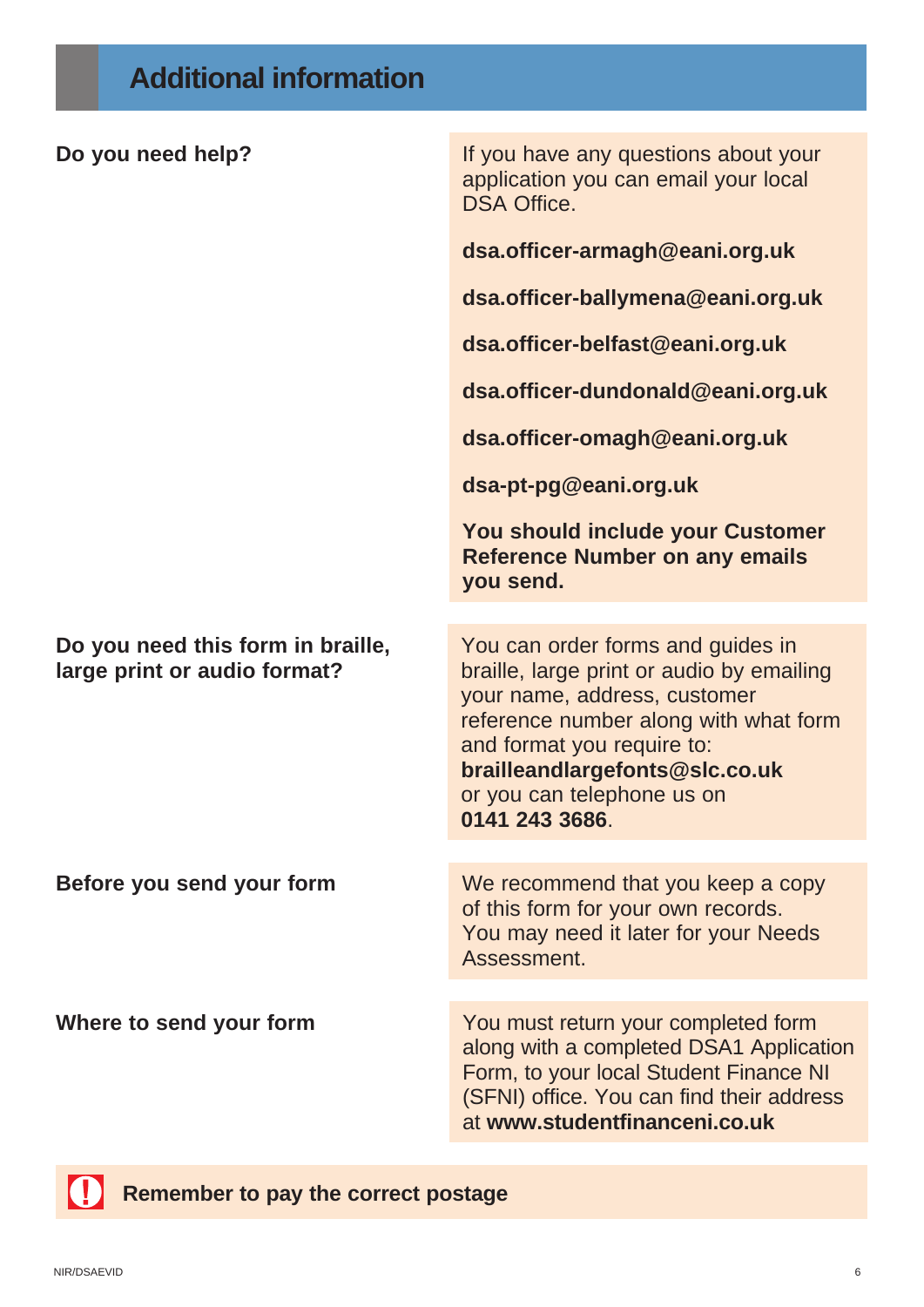## Additional information

**Do you need help?**

If you have any questions about your application you can email your local DSA Office.

**dsa.officer-armagh@eani.org.uk**

**dsa.officer-ballymena@eani.org.uk**

**dsa.officer-belfast@eani.org.uk**

**dsa.officer-dundonald@eani.org.uk**

**dsa.officer-omagh@eani.org.uk**

**dsa-pt-pg@eani.org.uk**

**You should include your Customer Reference Number on any emails you send.**

**Do you need this form in braille, large print or audio format?**

You can order forms and guides in braille, large print or audio by emailing your name, address, customer reference number along with what form and format you require to: **brailleandlargefonts@slc.co.uk** or you can telephone us on **0141 243 3686**.

**Before you send your form**

We recommend that you keep a copy of this form for your own records. You may need it later for your Needs Assessment.

**Where to send your form**

You must return your completed form along with a completed DSA1 Application Form, to your local Student Finance NI (SFNI) office. You can find their address at **www.studentfinanceni.co.uk**

**Remember to pay the correct postage**

NIR/DSAEVID